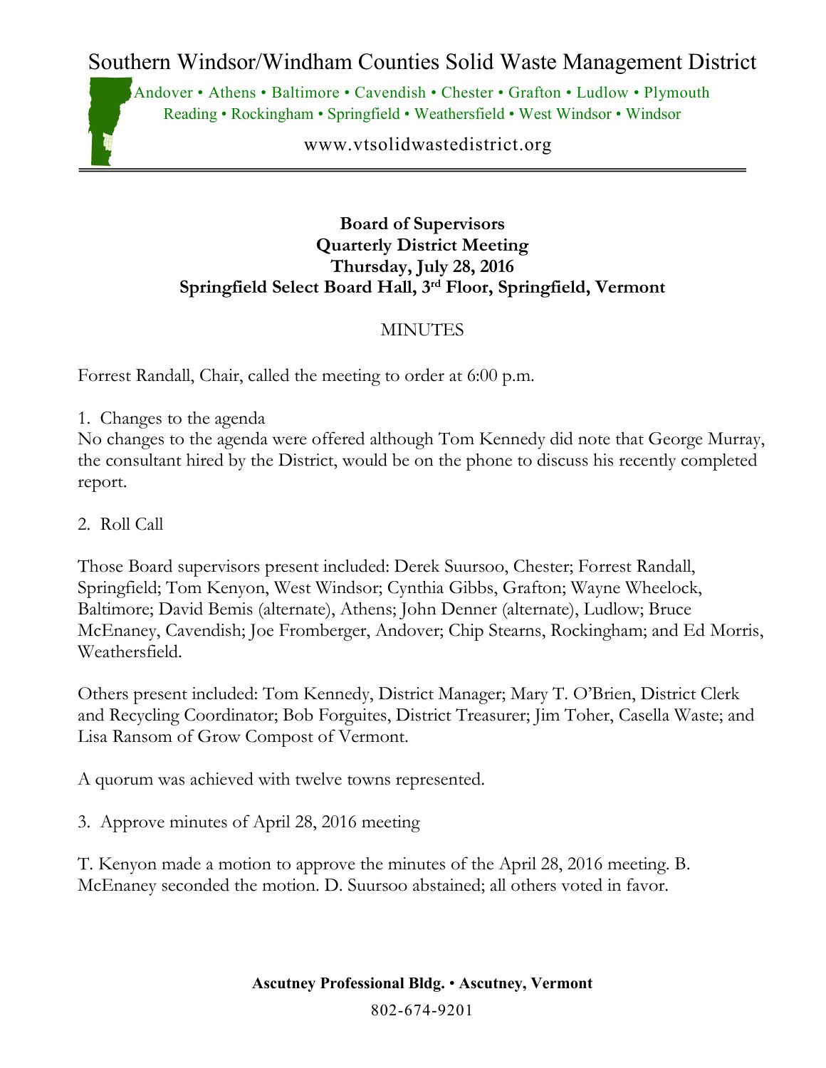# Southern Windsor/Windham Counties Solid Waste Management District

Andover • Athens • Baltimore • Cavendish • Chester • Grafton • Ludlow • Plymouth
Reading • Rockingham • Springfield • Weathersfield • West Windsor • Windsor

www.vtsolidwastedistrict.org

**Board of Supervisors**
**Quarterly District Meeting**
**Thursday, July 28, 2016**
**Springfield Select Board Hall, 3rd Floor, Springfield, Vermont**

MINUTES

Forrest Randall, Chair, called the meeting to order at 6:00 p.m.

1. Changes to the agenda

No changes to the agenda were offered although Tom Kennedy did note that George Murray, the consultant hired by the District, would be on the phone to discuss his recently completed report.

2. Roll Call

Those Board supervisors present included: Derek Suursoo, Chester; Forrest Randall, Springfield; Tom Kenyon, West Windsor; Cynthia Gibbs, Grafton; Wayne Wheelock, Baltimore; David Bemis (alternate), Athens; John Denner (alternate), Ludlow; Bruce McEnaney, Cavendish; Joe Fromberger, Andover; Chip Stearns, Rockingham; and Ed Morris, Weathersfield.

Others present included: Tom Kennedy, District Manager; Mary T. O'Brien, District Clerk and Recycling Coordinator; Bob Forguites, District Treasurer; Jim Toher, Casella Waste; and Lisa Ransom of Grow Compost of Vermont.

A quorum was achieved with twelve towns represented.

3. Approve minutes of April 28, 2016 meeting

T. Kenyon made a motion to approve the minutes of the April 28, 2016 meeting. B. McEnaney seconded the motion. D. Suursoo abstained; all others voted in favor.

**Ascutney Professional Bldg. • Ascutney, Vermont**

802-674-9201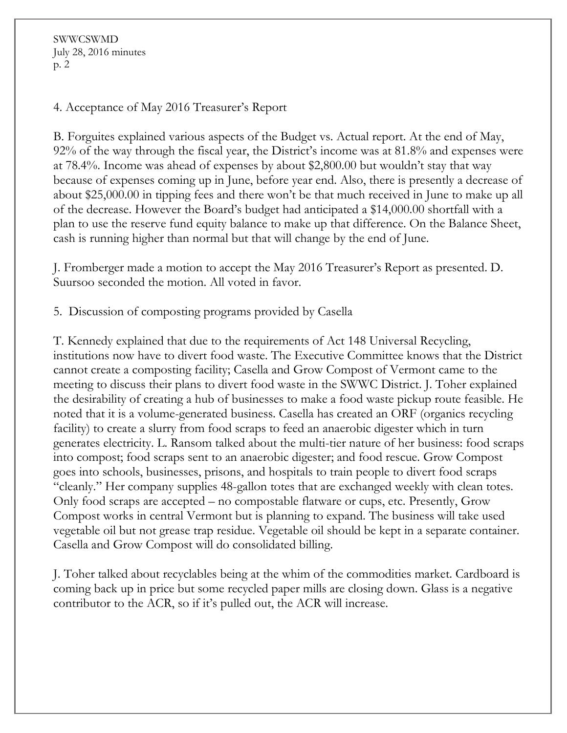4. Acceptance of May 2016 Treasurer's Report

B. Forguites explained various aspects of the Budget vs. Actual report. At the end of May, 92% of the way through the fiscal year, the District's income was at 81.8% and expenses were at 78.4%. Income was ahead of expenses by about $2,800.00 but wouldn't stay that way because of expenses coming up in June, before year end. Also, there is presently a decrease of about $25,000.00 in tipping fees and there won't be that much received in June to make up all of the decrease. However the Board's budget had anticipated a $14,000.00 shortfall with a plan to use the reserve fund equity balance to make up that difference. On the Balance Sheet, cash is running higher than normal but that will change by the end of June.

J. Fromberger made a motion to accept the May 2016 Treasurer's Report as presented. D. Suursoo seconded the motion. All voted in favor.

5. Discussion of composting programs provided by Casella

T. Kennedy explained that due to the requirements of Act 148 Universal Recycling, institutions now have to divert food waste. The Executive Committee knows that the District cannot create a composting facility; Casella and Grow Compost of Vermont came to the meeting to discuss their plans to divert food waste in the SWWC District. J. Toher explained the desirability of creating a hub of businesses to make a food waste pickup route feasible. He noted that it is a volume-generated business. Casella has created an ORF (organics recycling facility) to create a slurry from food scraps to feed an anaerobic digester which in turn generates electricity. L. Ransom talked about the multi-tier nature of her business: food scraps into compost; food scraps sent to an anaerobic digester; and food rescue. Grow Compost goes into schools, businesses, prisons, and hospitals to train people to divert food scraps "cleanly." Her company supplies 48-gallon totes that are exchanged weekly with clean totes. Only food scraps are accepted – no compostable flatware or cups, etc. Presently, Grow Compost works in central Vermont but is planning to expand. The business will take used vegetable oil but not grease trap residue. Vegetable oil should be kept in a separate container. Casella and Grow Compost will do consolidated billing.

J. Toher talked about recyclables being at the whim of the commodities market. Cardboard is coming back up in price but some recycled paper mills are closing down. Glass is a negative contributor to the ACR, so if it's pulled out, the ACR will increase.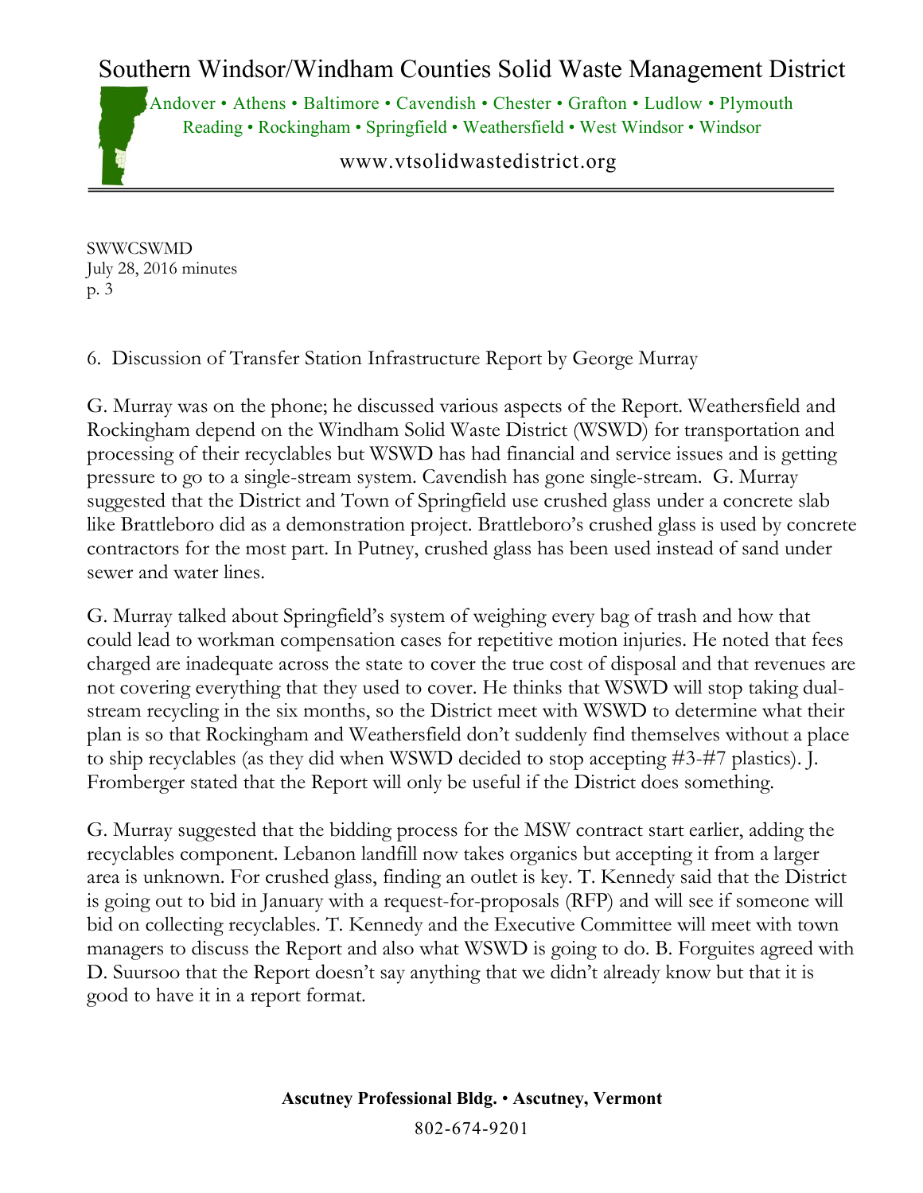6. Discussion of Transfer Station Infrastructure Report by George Murray

G. Murray was on the phone; he discussed various aspects of the Report. Weathersfield and Rockingham depend on the Windham Solid Waste District (WSWD) for transportation and processing of their recyclables but WSWD has had financial and service issues and is getting pressure to go to a single-stream system. Cavendish has gone single-stream. G. Murray suggested that the District and Town of Springfield use crushed glass under a concrete slab like Brattleboro did as a demonstration project. Brattleboro's crushed glass is used by concrete contractors for the most part. In Putney, crushed glass has been used instead of sand under sewer and water lines.

G. Murray talked about Springfield's system of weighing every bag of trash and how that could lead to workman compensation cases for repetitive motion injuries. He noted that fees charged are inadequate across the state to cover the true cost of disposal and that revenues are not covering everything that they used to cover. He thinks that WSWD will stop taking dual-stream recycling in the six months, so the District meet with WSWD to determine what their plan is so that Rockingham and Weathersfield don't suddenly find themselves without a place to ship recyclables (as they did when WSWD decided to stop accepting #3-#7 plastics). J. Fromberger stated that the Report will only be useful if the District does something.

G. Murray suggested that the bidding process for the MSW contract start earlier, adding the recyclables component. Lebanon landfill now takes organics but accepting it from a larger area is unknown. For crushed glass, finding an outlet is key. T. Kennedy said that the District is going out to bid in January with a request-for-proposals (RFP) and will see if someone will bid on collecting recyclables. T. Kennedy and the Executive Committee will meet with town managers to discuss the Report and also what WSWD is going to do. B. Forguites agreed with D. Suursoo that the Report doesn't say anything that we didn't already know but that it is good to have it in a report format.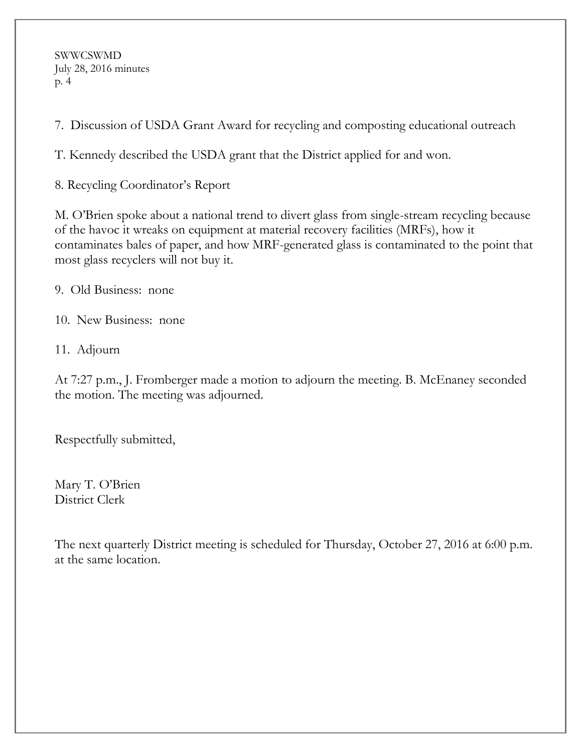7. Discussion of USDA Grant Award for recycling and composting educational outreach

T. Kennedy described the USDA grant that the District applied for and won.

8. Recycling Coordinator's Report

M. O'Brien spoke about a national trend to divert glass from single-stream recycling because of the havoc it wreaks on equipment at material recovery facilities (MRFs), how it contaminates bales of paper, and how MRF-generated glass is contaminated to the point that most glass recyclers will not buy it.

9. Old Business: none

10. New Business: none

11. Adjourn

At 7:27 p.m., J. Fromberger made a motion to adjourn the meeting. B. McEnaney seconded the motion. The meeting was adjourned.

Respectfully submitted,

Mary T. O'Brien
District Clerk

The next quarterly District meeting is scheduled for Thursday, October 27, 2016 at 6:00 p.m. at the same location.